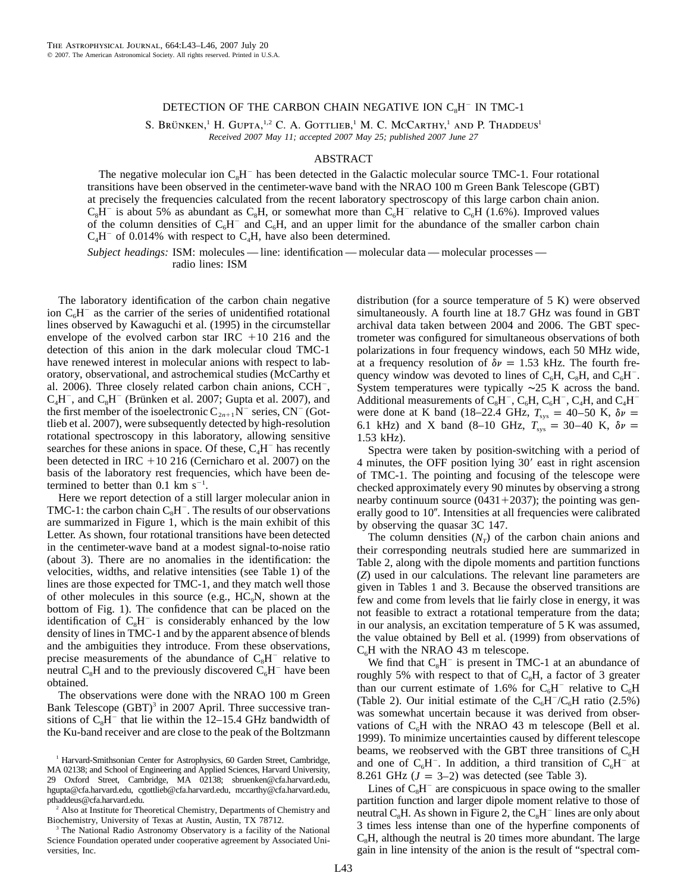# DETECTION OF THE CARBON CHAIN NEGATIVE ION $C_8H^-$ IN TMC-1

S. Brünken,[1] H. Gupta,[1,2] C. A. Gottlieb,[1] M. C. McCarthy,[1] and P. Thaddeus[1]

*Received 2007 May 11; accepted 2007 May 25; published 2007 June 27*

## ABSTRACT

The negative molecular ion $C_8H^-$ has been detected in the Galactic molecular source TMC-1. Four rotational transitions have been observed in the centimeter-wave band with the NRAO 100 m Green Bank Telescope (GBT) at precisely the frequencies calculated from the recent laboratory spectroscopy of this large carbon chain anion. $C_8H^-$ is about 5% as abundant as $C_8H$, or somewhat more than $C_6H^-$ relative to $C_6H$ (1.6%). Improved values of the column densities of $C_6H^-$ and $C_6H$, and an upper limit for the abundance of the smaller carbon chain $C_4H^-$ of 0.014% with respect to $C_4H$, have also been determined.

*Subject headings:* ISM: molecules — line: identification — molecular data — molecular processes — radio lines: ISM

The laboratory identification of the carbon chain negative ion $C_6H^-$ as the carrier of the series of unidentified rotational lines observed by Kawaguchi et al. (1995) in the circumstellar envelope of the evolved carbon star IRC +10 216 and the detection of this anion in the dark molecular cloud TMC-1 have renewed interest in molecular anions with respect to laboratory, observational, and astrochemical studies (McCarthy et al. 2006). Three closely related carbon chain anions, $CCH^-$, $C_4H^-$, and $C_8H^-$ (Brünken et al. 2007; Gupta et al. 2007), and the first member of the isoelectronic $C_{2n+1}N^-$ series, $CN^-$ (Gottlieb et al. 2007), were subsequently detected by high-resolution rotational spectroscopy in this laboratory, allowing sensitive searches for these anions in space. Of these, $C_4H^-$ has recently been detected in IRC +10 216 (Cernicharo et al. 2007) on the basis of the laboratory rest frequencies, which have been determined to better than 0.1 km $s^{-1}$.

Here we report detection of a still larger molecular anion in TMC-1: the carbon chain $C_8H^-$. The results of our observations are summarized in Figure 1, which is the main exhibit of this Letter. As shown, four rotational transitions have been detected in the centimeter-wave band at a modest signal-to-noise ratio (about 3). There are no anomalies in the identification: the velocities, widths, and relative intensities (see Table 1) of the lines are those expected for TMC-1, and they match well those of other molecules in this source (e.g., $HC_9N$, shown at the bottom of Fig. 1). The confidence that can be placed on the identification of $C_8H^-$ is considerably enhanced by the low density of lines in TMC-1 and by the apparent absence of blends and the ambiguities they introduce. From these observations, precise measurements of the abundance of $C_8H^-$ relative to neutral $C_8H$ and to the previously discovered $C_6H^-$ have been obtained.

The observations were done with the NRAO 100 m Green Bank Telescope (GBT)[3] in 2007 April. Three successive transitions of $C_8H^-$ that lie within the 12–15.4 GHz bandwidth of the Ku-band receiver and are close to the peak of the Boltzmann distribution (for a source temperature of 5 K) were observed simultaneously. A fourth line at 18.7 GHz was found in GBT archival data taken between 2004 and 2006. The GBT spectrometer was configured for simultaneous observations of both polarizations in four frequency windows, each 50 MHz wide, at a frequency resolution of $\delta\nu = 1.53$ kHz. The fourth frequency window was devoted to lines of $C_6H$, $C_8H$, and $C_6H^-$. System temperatures were typically ~25 K across the band. Additional measurements of $C_8H^-$, $C_6H$, $C_6H^-$, $C_4H$, and $C_4H^-$ were done at K band (18–22.4 GHz, $T_{sys} = 40$–$50$ K, $\delta\nu = 6.1$ kHz) and X band (8–10 GHz, $T_{sys} = 30$–$40$ K, $\delta\nu = 1.53$ kHz).

Spectra were taken by position-switching with a period of 4 minutes, the OFF position lying 30′ east in right ascension of TMC-1. The pointing and focusing of the telescope were checked approximately every 90 minutes by observing a strong nearby continuum source (0431+2037); the pointing was generally good to 10″. Intensities at all frequencies were calibrated by observing the quasar 3C 147.

The column densities ($N_T$) of the carbon chain anions and their corresponding neutrals studied here are summarized in Table 2, along with the dipole moments and partition functions ($Z$) used in our calculations. The relevant line parameters are given in Tables 1 and 3. Because the observed transitions are few and come from levels that lie fairly close in energy, it was not feasible to extract a rotational temperature from the data; in our analysis, an excitation temperature of 5 K was assumed, the value obtained by Bell et al. (1999) from observations of $C_6H$ with the NRAO 43 m telescope.

We find that $C_8H^-$ is present in TMC-1 at an abundance of roughly 5% with respect to that of $C_8H$, a factor of 3 greater than our current estimate of 1.6% for $C_6H^-$ relative to $C_6H$ (Table 2). Our initial estimate of the $C_6H^-/C_6H$ ratio (2.5%) was somewhat uncertain because it was derived from observations of $C_6H$ with the NRAO 43 m telescope (Bell et al. 1999). To minimize uncertainties caused by different telescope beams, we reobserved with the GBT three transitions of $C_6H$ and one of $C_6H^-$. In addition, a third transition of $C_6H^-$ at 8.261 GHz ($J = 3$–$2$) was detected (see Table 3).

Lines of $C_8H^-$ are conspicuous in space owing to the smaller partition function and larger dipole moment relative to those of neutral $C_8H$. As shown in Figure 2, the $C_8H^-$ lines are only about 3 times less intense than one of the hyperfine components of $C_8H$, although the neutral is 20 times more abundant. The large gain in line intensity of the anion is the result of "spectral com-

---

[1] Harvard-Smithsonian Center for Astrophysics, 60 Garden Street, Cambridge, MA 02138; and School of Engineering and Applied Sciences, Harvard University, 29 Oxford Street, Cambridge, MA 02138; sbruenken@cfa.harvard.edu, hgupta@cfa.harvard.edu, cgottlieb@cfa.harvard.edu, mccarthy@cfa.harvard.edu, pthaddeus@cfa.harvard.edu.

[2] Also at Institute for Theoretical Chemistry, Departments of Chemistry and Biochemistry, University of Texas at Austin, Austin, TX 78712.

[3] The National Radio Astronomy Observatory is a facility of the National Science Foundation operated under cooperative agreement by Associated Universities, Inc.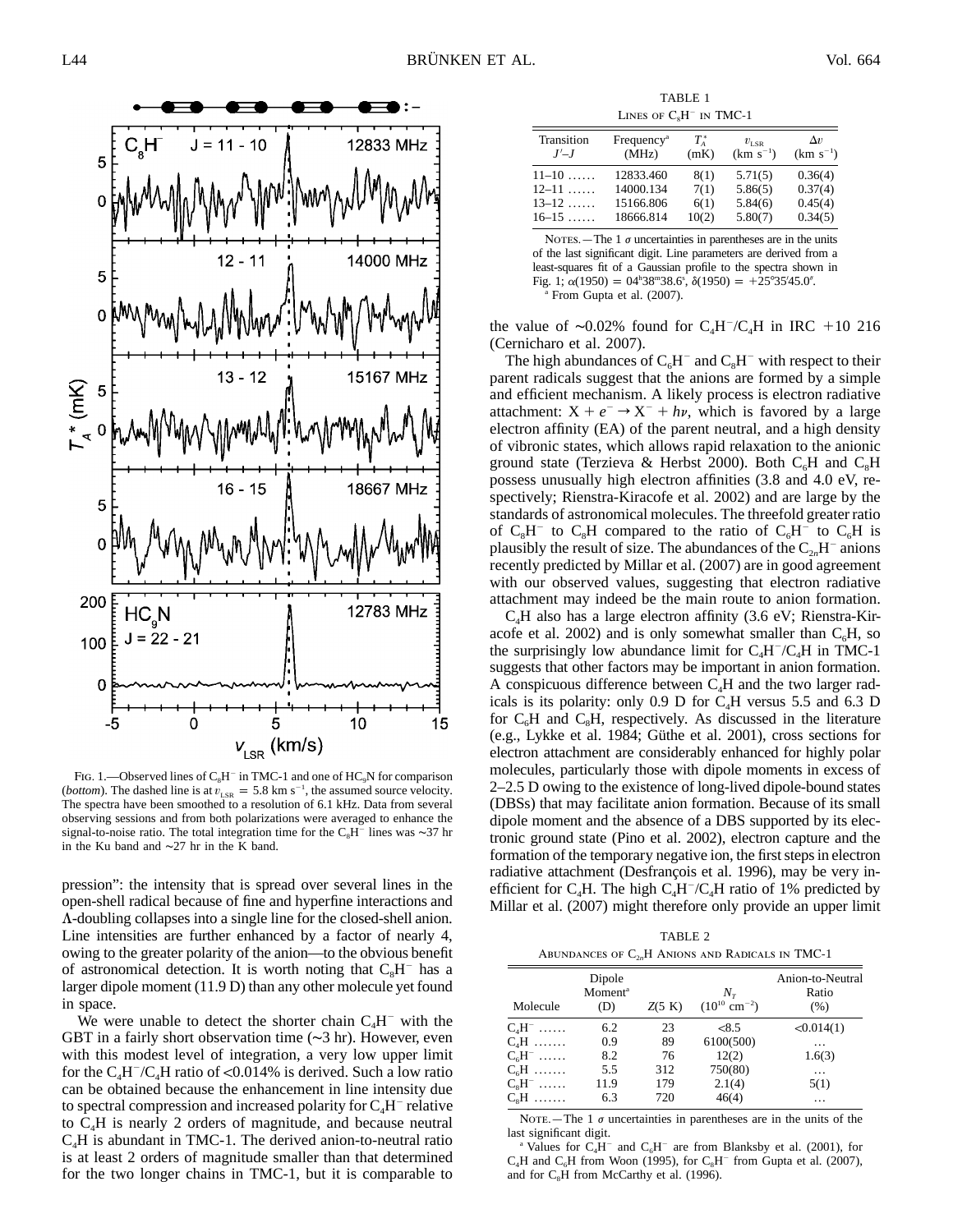FIG. 1.—Observed lines of $C_8H^-$ in TMC-1 and one of $HC_9N$ for comparison (*bottom*). The dashed line is at $v_{LSR}$ = 5.8 km s$^{-1}$, the assumed source velocity. The spectra have been smoothed to a resolution of 6.1 kHz. Data from several observing sessions and from both polarizations were averaged to enhance the signal-to-noise ratio. The total integration time for the $C_8H^-$ lines was ∼37 hr in the Ku band and ∼27 hr in the K band.

pression": the intensity that is spread over several lines in the open-shell radical because of fine and hyperfine interactions and Λ-doubling collapses into a single line for the closed-shell anion. Line intensities are further enhanced by a factor of nearly 4, owing to the greater polarity of the anion—to the obvious benefit of astronomical detection. It is worth noting that $C_8H^-$ has a larger dipole moment (11.9 D) than any other molecule yet found in space.

We were unable to detect the shorter chain $C_4H^-$ with the GBT in a fairly short observation time (∼3 hr). However, even with this modest level of integration, a very low upper limit for the $C_4H^-/C_4H$ ratio of <0.014% is derived. Such a low ratio can be obtained because the enhancement in line intensity due to spectral compression and increased polarity for $C_4H^-$ relative to $C_4H$ is nearly 2 orders of magnitude, and because neutral $C_4H$ is abundant in TMC-1. The derived anion-to-neutral ratio is at least 2 orders of magnitude smaller than that determined for the two longer chains in TMC-1, but it is comparable to the value of ∼0.02% found for $C_4H^-/C_4H$ in IRC +10 216 (Cernicharo et al. 2007).

TABLE 1
LINES OF $C_8H^-$ IN TMC-1

| Transition $J'$–$J$ | Frequency[a] (MHz) | $T_A^*$ (mK) | $v_{LSR}$ (km s$^{-1}$) | $\Delta v$ (km s$^{-1}$) |
|---|---|---|---|---|
| 11–10 ...... | 12833.460 | 8(1) | 5.71(5) | 0.36(4) |
| 12–11 ...... | 14000.134 | 7(1) | 5.86(5) | 0.37(4) |
| 13–12 ...... | 15166.806 | 6(1) | 5.84(6) | 0.45(4) |
| 16–15 ...... | 18666.814 | 10(2) | 5.80(7) | 0.34(5) |

NOTES.—The 1 σ uncertainties in parentheses are in the units of the last significant digit. Line parameters are derived from a least-squares fit of a Gaussian profile to the spectra shown in Fig. 1; α(1950) = 04$^h$38$^m$38.6$^s$, δ(1950) = +25°35′45.0″.
[a] From Gupta et al. (2007).

The high abundances of $C_6H^-$ and $C_8H^-$ with respect to their parent radicals suggest that the anions are formed by a simple and efficient mechanism. A likely process is electron radiative attachment: $X + e^- \rightarrow X^- + h\nu$, which is favored by a large electron affinity (EA) of the parent neutral, and a high density of vibronic states, which allows rapid relaxation to the anionic ground state (Terzieva & Herbst 2000). Both $C_6H$ and $C_8H$ possess unusually high electron affinities (3.8 and 4.0 eV, respectively; Rienstra-Kiracofe et al. 2002) and are large by the standards of astronomical molecules. The threefold greater ratio of $C_8H^-$ to $C_8H$ compared to the ratio of $C_6H^-$ to $C_6H$ is plausibly the result of size. The abundances of the $C_{2n}H^-$ anions recently predicted by Millar et al. (2007) are in good agreement with our observed values, suggesting that electron radiative attachment may indeed be the main route to anion formation.

$C_4H$ also has a large electron affinity (3.6 eV; Rienstra-Kiracofe et al. 2002) and is only somewhat smaller than $C_6H$, so the surprisingly low abundance limit for $C_4H^-/C_4H$ in TMC-1 suggests that other factors may be important in anion formation. A conspicuous difference between $C_4H$ and the two larger radicals is its polarity: only 0.9 D for $C_4H$ versus 5.5 and 6.3 D for $C_6H$ and $C_8H$, respectively. As discussed in the literature (e.g., Lykke et al. 1984; Güthe et al. 2001), cross sections for electron attachment are considerably enhanced for highly polar molecules, particularly those with dipole moments in excess of 2–2.5 D owing to the existence of long-lived dipole-bound states (DBSs) that may facilitate anion formation. Because of its small dipole moment and the absence of a DBS supported by its electronic ground state (Pino et al. 2002), electron capture and the formation of the temporary negative ion, the first steps in electron radiative attachment (Desfrançois et al. 1996), may be very inefficient for $C_4H$. The high $C_4H^-/C_4H$ ratio of 1% predicted by Millar et al. (2007) might therefore only provide an upper limit

TABLE 2
ABUNDANCES OF $C_{2n}H$ ANIONS AND RADICALS IN TMC-1

| Molecule | Dipole Moment[a] (D) | $Z$(5 K) | $N_T$ ($10^{10}$ cm$^{-2}$) | Anion-to-Neutral Ratio (%) |
|---|---|---|---|---|
| $C_4H^-$ ...... | 6.2 | 23 | <8.5 | <0.014(1) |
| $C_4H$ ....... | 0.9 | 89 | 6100(500) | ... |
| $C_6H^-$ ...... | 8.2 | 76 | 12(2) | 1.6(3) |
| $C_6H$ ....... | 5.5 | 312 | 750(80) | ... |
| $C_8H^-$ ...... | 11.9 | 179 | 2.1(4) | 5(1) |
| $C_8H$ ....... | 6.3 | 720 | 46(4) | ... |

NOTE.—The 1 σ uncertainties in parentheses are in the units of the last significant digit.
[a] Values for $C_4H^-$ and $C_6H^-$ are from Blanksby et al. (2001), for $C_4H$ and $C_6H$ from Woon (1995), for $C_8H^-$ from Gupta et al. (2007), and for $C_8H$ from McCarthy et al. (1996).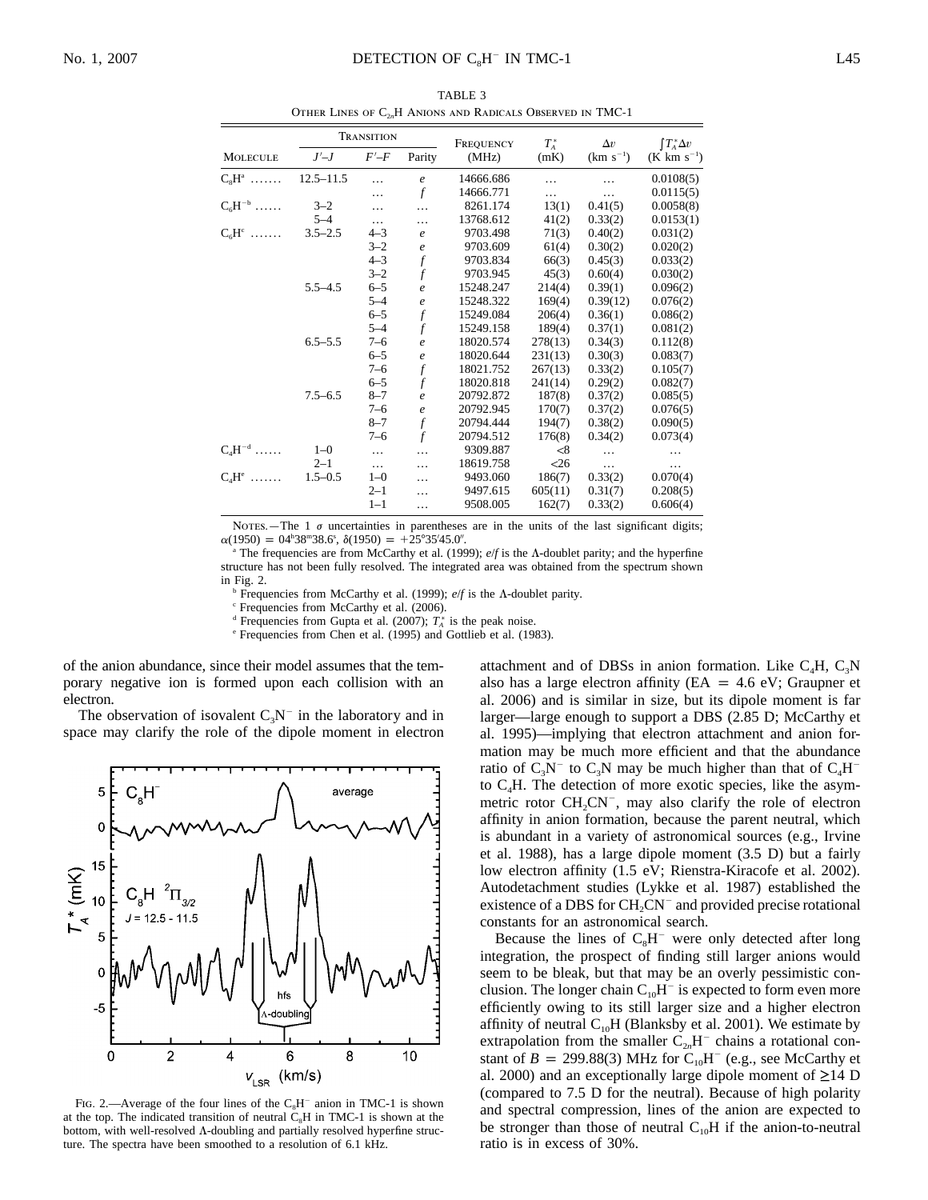TABLE 3

Other Lines of $C_{2n}H$ Anions and Radicals Observed in TMC-1

| Molecule | Transition $J'$–$J$ | $F'$–$F$ | Parity | Frequency (MHz) | $T_A^*$ (mK) | $\Delta v$ (km s$^{-1}$) | $\int T_A^* \Delta v$ (K km s$^{-1}$) |
|---|---|---|---|---|---|---|---|
| $C_8H$[a] ....... | 12.5–11.5 | ... | $e$ | 14666.686 | ... | ... | 0.0108(5) |
| | | ... | $f$ | 14666.771 | ... | ... | 0.0115(5) |
| $C_6H^-$[b] ...... | 3–2 | ... | ... | 8261.174 | 13(1) | 0.41(5) | 0.0058(8) |
| | 5–4 | ... | ... | 13768.612 | 41(2) | 0.33(2) | 0.0153(1) |
| $C_6H$[c] ....... | 3.5–2.5 | 4–3 | $e$ | 9703.498 | 71(3) | 0.40(2) | 0.031(2) |
| | | 3–2 | $e$ | 9703.609 | 61(4) | 0.30(2) | 0.020(2) |
| | | 4–3 | $f$ | 9703.834 | 66(3) | 0.45(3) | 0.033(2) |
| | | 3–2 | $f$ | 9703.945 | 45(3) | 0.60(4) | 0.030(2) |
| | 5.5–4.5 | 6–5 | $e$ | 15248.247 | 214(4) | 0.39(1) | 0.096(2) |
| | | 5–4 | $e$ | 15248.322 | 169(4) | 0.39(12) | 0.076(2) |
| | | 6–5 | $f$ | 15249.084 | 206(4) | 0.36(1) | 0.086(2) |
| | | 5–4 | $f$ | 15249.158 | 189(4) | 0.37(1) | 0.081(2) |
| | 6.5–5.5 | 7–6 | $e$ | 18020.574 | 278(13) | 0.34(3) | 0.112(8) |
| | | 6–5 | $e$ | 18020.644 | 231(13) | 0.30(3) | 0.083(7) |
| | | 7–6 | $f$ | 18021.752 | 267(13) | 0.33(2) | 0.105(7) |
| | | 6–5 | $f$ | 18020.818 | 241(14) | 0.29(2) | 0.082(7) |
| | 7.5–6.5 | 8–7 | $e$ | 20792.872 | 187(8) | 0.37(2) | 0.085(5) |
| | | 7–6 | $e$ | 20792.945 | 170(7) | 0.37(2) | 0.076(5) |
| | | 8–7 | $f$ | 20794.444 | 194(7) | 0.38(2) | 0.090(5) |
| | | 7–6 | $f$ | 20794.512 | 176(8) | 0.34(2) | 0.073(4) |
| $C_4H^-$[d] ...... | 1–0 | ... | ... | 9309.887 | <8 | ... | ... |
| | 2–1 | ... | ... | 18619.758 | <26 | ... | ... |
| $C_4H$[e] ....... | 1.5–0.5 | 1–0 | ... | 9493.060 | 186(7) | 0.33(2) | 0.070(4) |
| | | 2–1 | ... | 9497.615 | 605(11) | 0.31(7) | 0.208(5) |
| | | 1–1 | ... | 9508.005 | 162(7) | 0.33(2) | 0.606(4) |

Notes.—The 1 $\sigma$ uncertainties in parentheses are in the units of the last significant digits; $\alpha(1950) = 04^h38^m38.6^s$, $\delta(1950) = +25°35'45.0''$.

[a] The frequencies are from McCarthy et al. (1999); $e/f$ is the $\Lambda$-doublet parity; and the hyperfine structure has not been fully resolved. The integrated area was obtained from the spectrum shown in Fig. 2.

[b] Frequencies from McCarthy et al. (1999); $e/f$ is the $\Lambda$-doublet parity.

[c] Frequencies from McCarthy et al. (2006).

[d] Frequencies from Gupta et al. (2007); $T_A^*$ is the peak noise.

[e] Frequencies from Chen et al. (1995) and Gottlieb et al. (1983).

of the anion abundance, since their model assumes that the temporary negative ion is formed upon each collision with an electron.

The observation of isovalent $C_3N^-$ in the laboratory and in space may clarify the role of the dipole moment in electron attachment and of DBSs in anion formation. Like $C_4H$, $C_3N$ also has a large electron affinity (EA = 4.6 eV; Graupner et al. 2006) and is similar in size, but its dipole moment is far larger—large enough to support a DBS (2.85 D; McCarthy et al. 1995)—implying that electron attachment and anion formation may be much more efficient and that the abundance ratio of $C_3N^-$ to $C_3N$ may be much higher than that of $C_4H^-$ to $C_4H$. The detection of more exotic species, like the asymmetric rotor $CH_2CN^-$, may also clarify the role of electron affinity in anion formation, because the parent neutral, which is abundant in a variety of astronomical sources (e.g., Irvine et al. 1988), has a large dipole moment (3.5 D) but a fairly low electron affinity (1.5 eV; Rienstra-Kiracofe et al. 2002). Autodetachment studies (Lykke et al. 1987) established the existence of a DBS for $CH_2CN^-$ and provided precise rotational constants for an astronomical search.

Because the lines of $C_8H^-$ were only detected after long integration, the prospect of finding still larger anions would seem to be bleak, but that may be an overly pessimistic conclusion. The longer chain $C_{10}H^-$ is expected to form even more efficiently owing to its still larger size and a higher electron affinity of neutral $C_{10}H$ (Blanksby et al. 2001). We estimate by extrapolation from the smaller $C_{2n}H^-$ chains a rotational constant of $B$ = 299.88(3) MHz for $C_{10}H^-$ (e.g., see McCarthy et al. 2000) and an exceptionally large dipole moment of ≥14 D (compared to 7.5 D for the neutral). Because of high polarity and spectral compression, lines of the anion are expected to be stronger than those of neutral $C_{10}H$ if the anion-to-neutral ratio is in excess of 30%.

Fig. 2.—Average of the four lines of the $C_8H^-$ anion in TMC-1 is shown at the top. The indicated transition of neutral $C_8H$ in TMC-1 is shown at the bottom, with well-resolved $\Lambda$-doubling and partially resolved hyperfine structure. The spectra have been smoothed to a resolution of 6.1 kHz.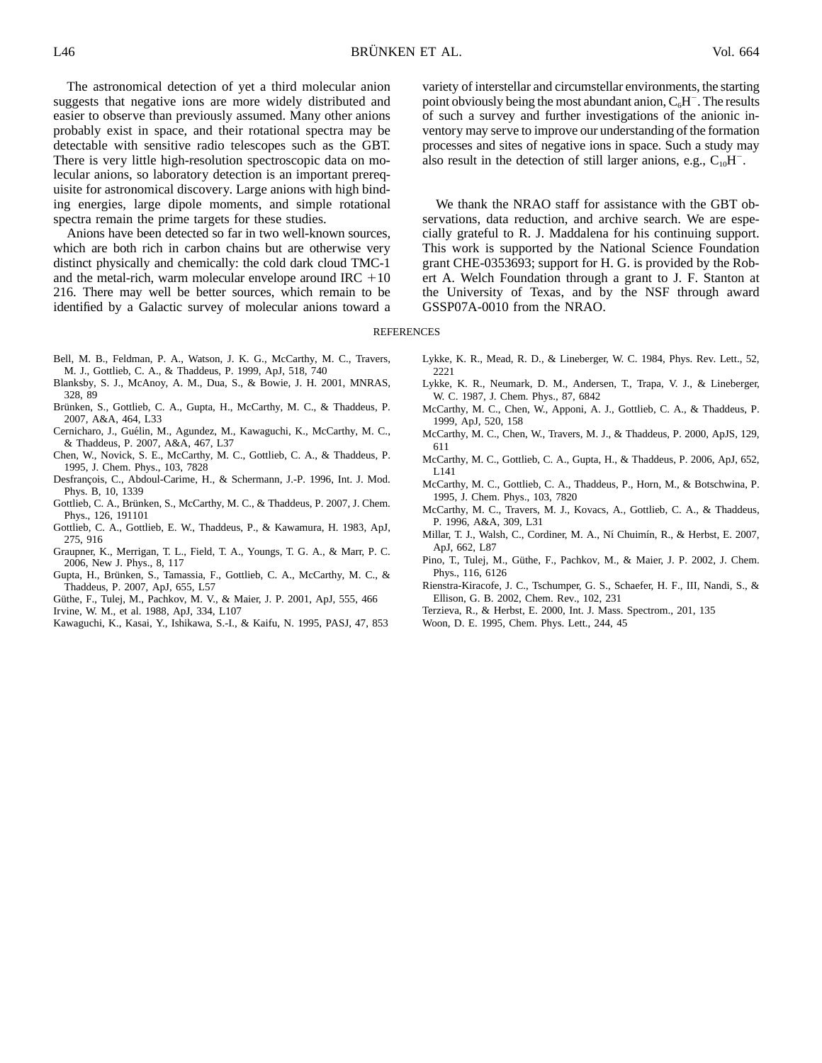The astronomical detection of yet a third molecular anion suggests that negative ions are more widely distributed and easier to observe than previously assumed. Many other anions probably exist in space, and their rotational spectra may be detectable with sensitive radio telescopes such as the GBT. There is very little high-resolution spectroscopic data on molecular anions, so laboratory detection is an important prerequisite for astronomical discovery. Large anions with high binding energies, large dipole moments, and simple rotational spectra remain the prime targets for these studies.

Anions have been detected so far in two well-known sources, which are both rich in carbon chains but are otherwise very distinct physically and chemically: the cold dark cloud TMC-1 and the metal-rich, warm molecular envelope around IRC +10 216. There may well be better sources, which remain to be identified by a Galactic survey of molecular anions toward a variety of interstellar and circumstellar environments, the starting point obviously being the most abundant anion, $C_6H^-$. The results of such a survey and further investigations of the anionic inventory may serve to improve our understanding of the formation processes and sites of negative ions in space. Such a study may also result in the detection of still larger anions, e.g., $C_{10}H^-$.

We thank the NRAO staff for assistance with the GBT observations, data reduction, and archive search. We are especially grateful to R. J. Maddalena for his continuing support. This work is supported by the National Science Foundation grant CHE-0353693; support for H. G. is provided by the Robert A. Welch Foundation through a grant to J. F. Stanton at the University of Texas, and by the NSF through award GSSP07A-0010 from the NRAO.

## REFERENCES

Bell, M. B., Feldman, P. A., Watson, J. K. G., McCarthy, M. C., Travers, M. J., Gottlieb, C. A., & Thaddeus, P. 1999, ApJ, 518, 740

Blanksby, S. J., McAnoy, A. M., Dua, S., & Bowie, J. H. 2001, MNRAS, 328, 89

Brünken, S., Gottlieb, C. A., Gupta, H., McCarthy, M. C., & Thaddeus, P. 2007, A&A, 464, L33

Cernicharo, J., Guélin, M., Agundez, M., Kawaguchi, K., McCarthy, M. C., & Thaddeus, P. 2007, A&A, 467, L37

Chen, W., Novick, S. E., McCarthy, M. C., Gottlieb, C. A., & Thaddeus, P. 1995, J. Chem. Phys., 103, 7828

Desfrançois, C., Abdoul-Carime, H., & Schermann, J.-P. 1996, Int. J. Mod. Phys. B, 10, 1339

Gottlieb, C. A., Brünken, S., McCarthy, M. C., & Thaddeus, P. 2007, J. Chem. Phys., 126, 191101

Gottlieb, C. A., Gottlieb, E. W., Thaddeus, P., & Kawamura, H. 1983, ApJ, 275, 916

Graupner, K., Merrigan, T. L., Field, T. A., Youngs, T. G. A., & Marr, P. C. 2006, New J. Phys., 8, 117

Gupta, H., Brünken, S., Tamassia, F., Gottlieb, C. A., McCarthy, M. C., & Thaddeus, P. 2007, ApJ, 655, L57

Güthe, F., Tulej, M., Pachkov, M. V., & Maier, J. P. 2001, ApJ, 555, 466

Irvine, W. M., et al. 1988, ApJ, 334, L107

Kawaguchi, K., Kasai, Y., Ishikawa, S.-I., & Kaifu, N. 1995, PASJ, 47, 853

Lykke, K. R., Mead, R. D., & Lineberger, W. C. 1984, Phys. Rev. Lett., 52, 2221

Lykke, K. R., Neumark, D. M., Andersen, T., Trapa, V. J., & Lineberger, W. C. 1987, J. Chem. Phys., 87, 6842

McCarthy, M. C., Chen, W., Apponi, A. J., Gottlieb, C. A., & Thaddeus, P. 1999, ApJ, 520, 158

McCarthy, M. C., Chen, W., Travers, M. J., & Thaddeus, P. 2000, ApJS, 129, 611

McCarthy, M. C., Gottlieb, C. A., Gupta, H., & Thaddeus, P. 2006, ApJ, 652, L141

McCarthy, M. C., Gottlieb, C. A., Thaddeus, P., Horn, M., & Botschwina, P. 1995, J. Chem. Phys., 103, 7820

McCarthy, M. C., Travers, M. J., Kovacs, A., Gottlieb, C. A., & Thaddeus, P. 1996, A&A, 309, L31

Millar, T. J., Walsh, C., Cordiner, M. A., Ní Chuimín, R., & Herbst, E. 2007, ApJ, 662, L87

Pino, T., Tulej, M., Güthe, F., Pachkov, M., & Maier, J. P. 2002, J. Chem. Phys., 116, 6126

Rienstra-Kiracofe, J. C., Tschumper, G. S., Schaefer, H. F., III, Nandi, S., & Ellison, G. B. 2002, Chem. Rev., 102, 231

Terzieva, R., & Herbst, E. 2000, Int. J. Mass. Spectrom., 201, 135

Woon, D. E. 1995, Chem. Phys. Lett., 244, 45